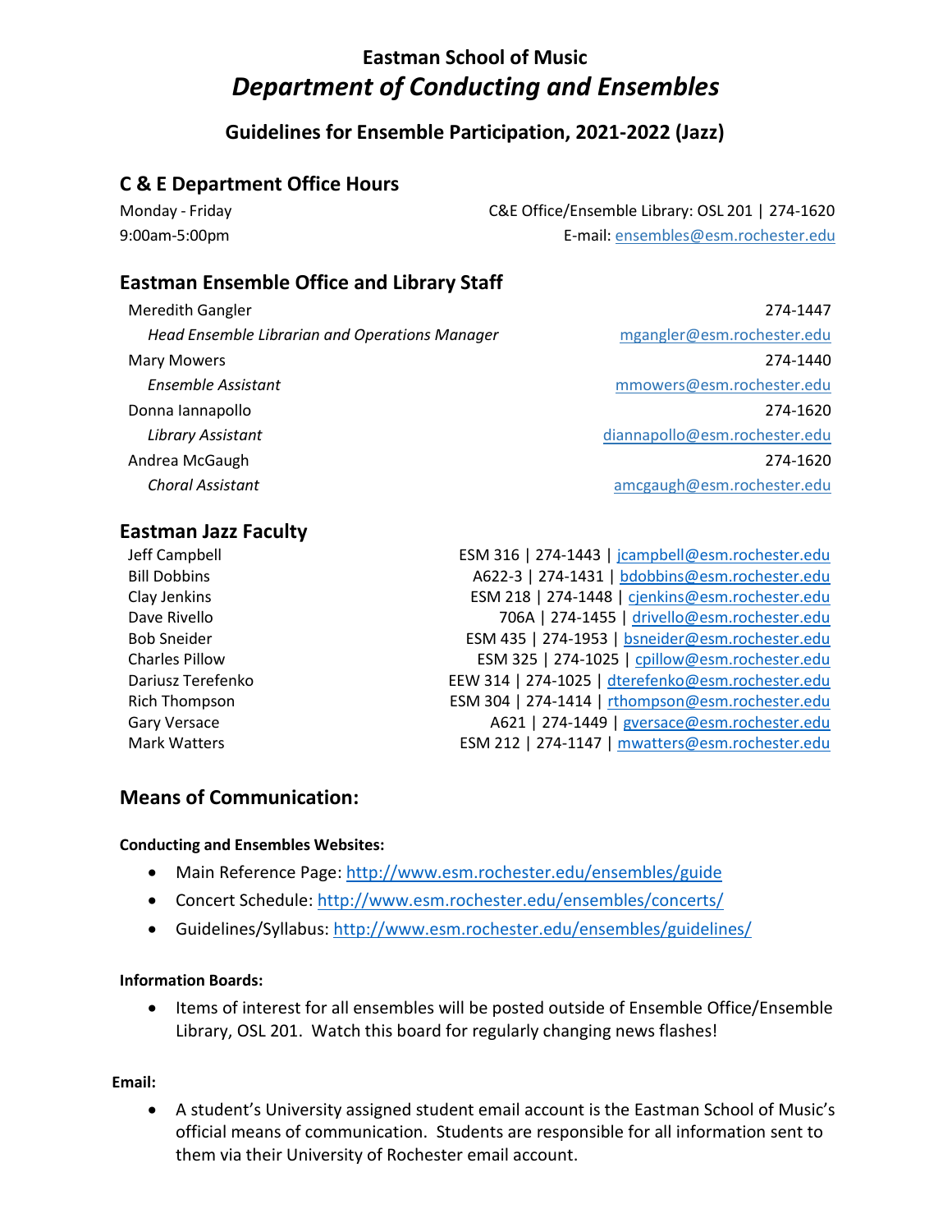# Eastman School of Music
# *Department of Conducting and Ensembles*

## Guidelines for Ensemble Participation, 2021-2022 (Jazz)

## C & E Department Office Hours

Monday - Friday
9:00am-5:00pm

C&E Office/Ensemble Library: OSL 201 | 274-1620
E-mail: ensembles@esm.rochester.edu

## Eastman Ensemble Office and Library Staff

Meredith Gangler — 274-1447
*Head Ensemble Librarian and Operations Manager* — mgangler@esm.rochester.edu

Mary Mowers — 274-1440
*Ensemble Assistant* — mmowers@esm.rochester.edu

Donna Iannapollo — 274-1620
*Library Assistant* — diannapollo@esm.rochester.edu

Andrea McGaugh — 274-1620
*Choral Assistant* — amcgaugh@esm.rochester.edu

## Eastman Jazz Faculty

| Name | Office | Phone | Email |
|---|---|---|---|
| Jeff Campbell | ESM 316 | 274-1443 | jcampbell@esm.rochester.edu |
| Bill Dobbins | A622-3 | 274-1431 | bdobbins@esm.rochester.edu |
| Clay Jenkins | ESM 218 | 274-1448 | cjenkins@esm.rochester.edu |
| Dave Rivello | 706A | 274-1455 | drivello@esm.rochester.edu |
| Bob Sneider | ESM 435 | 274-1953 | bsneider@esm.rochester.edu |
| Charles Pillow | ESM 325 | 274-1025 | cpillow@esm.rochester.edu |
| Dariusz Terefenko | EEW 314 | 274-1025 | dterefenko@esm.rochester.edu |
| Rich Thompson | ESM 304 | 274-1414 | rthompson@esm.rochester.edu |
| Gary Versace | A621 | 274-1449 | gversace@esm.rochester.edu |
| Mark Watters | ESM 212 | 274-1147 | mwatters@esm.rochester.edu |

## Means of Communication:

**Conducting and Ensembles Websites:**

- Main Reference Page: http://www.esm.rochester.edu/ensembles/guide
- Concert Schedule: http://www.esm.rochester.edu/ensembles/concerts/
- Guidelines/Syllabus: http://www.esm.rochester.edu/ensembles/guidelines/

**Information Boards:**

- Items of interest for all ensembles will be posted outside of Ensemble Office/Ensemble Library, OSL 201. Watch this board for regularly changing news flashes!

**Email:**

- A student's University assigned student email account is the Eastman School of Music's official means of communication. Students are responsible for all information sent to them via their University of Rochester email account.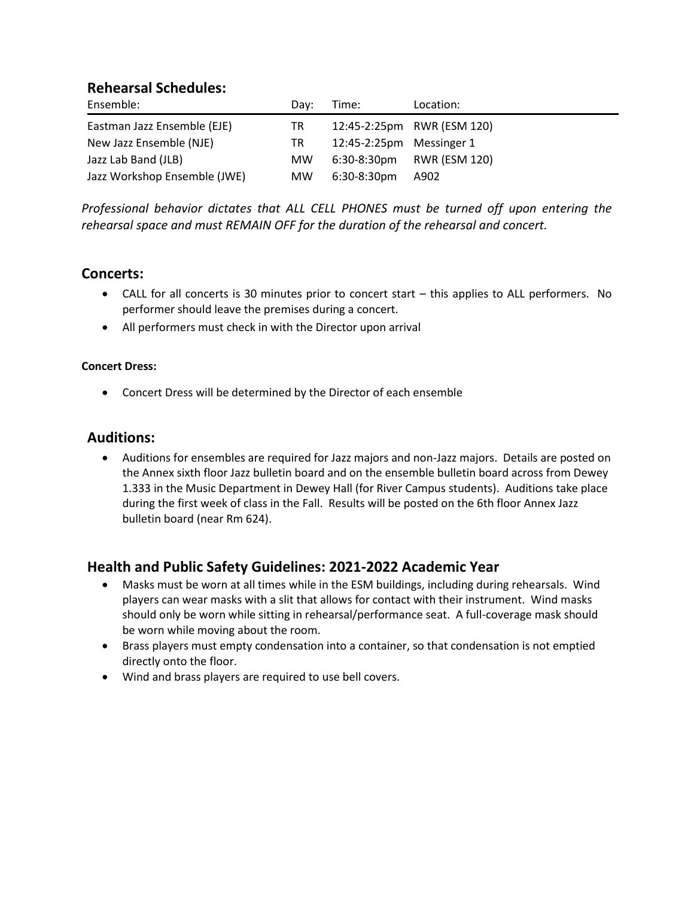## Rehearsal Schedules:

| Ensemble: | Day: | Time: | Location: |
|---|---|---|---|
| Eastman Jazz Ensemble (EJE) | TR | 12:45-2:25pm | RWR (ESM 120) |
| New Jazz Ensemble (NJE) | TR | 12:45-2:25pm | Messinger 1 |
| Jazz Lab Band (JLB) | MW | 6:30-8:30pm | RWR (ESM 120) |
| Jazz Workshop Ensemble (JWE) | MW | 6:30-8:30pm | A902 |

*Professional behavior dictates that ALL CELL PHONES must be turned off upon entering the rehearsal space and must REMAIN OFF for the duration of the rehearsal and concert.*

## Concerts:

- CALL for all concerts is 30 minutes prior to concert start – this applies to ALL performers. No performer should leave the premises during a concert.
- All performers must check in with the Director upon arrival

**Concert Dress:**

- Concert Dress will be determined by the Director of each ensemble

## Auditions:

- Auditions for ensembles are required for Jazz majors and non-Jazz majors. Details are posted on the Annex sixth floor Jazz bulletin board and on the ensemble bulletin board across from Dewey 1.333 in the Music Department in Dewey Hall (for River Campus students). Auditions take place during the first week of class in the Fall. Results will be posted on the 6th floor Annex Jazz bulletin board (near Rm 624).

## Health and Public Safety Guidelines: 2021-2022 Academic Year

- Masks must be worn at all times while in the ESM buildings, including during rehearsals. Wind players can wear masks with a slit that allows for contact with their instrument. Wind masks should only be worn while sitting in rehearsal/performance seat. A full-coverage mask should be worn while moving about the room.
- Brass players must empty condensation into a container, so that condensation is not emptied directly onto the floor.
- Wind and brass players are required to use bell covers.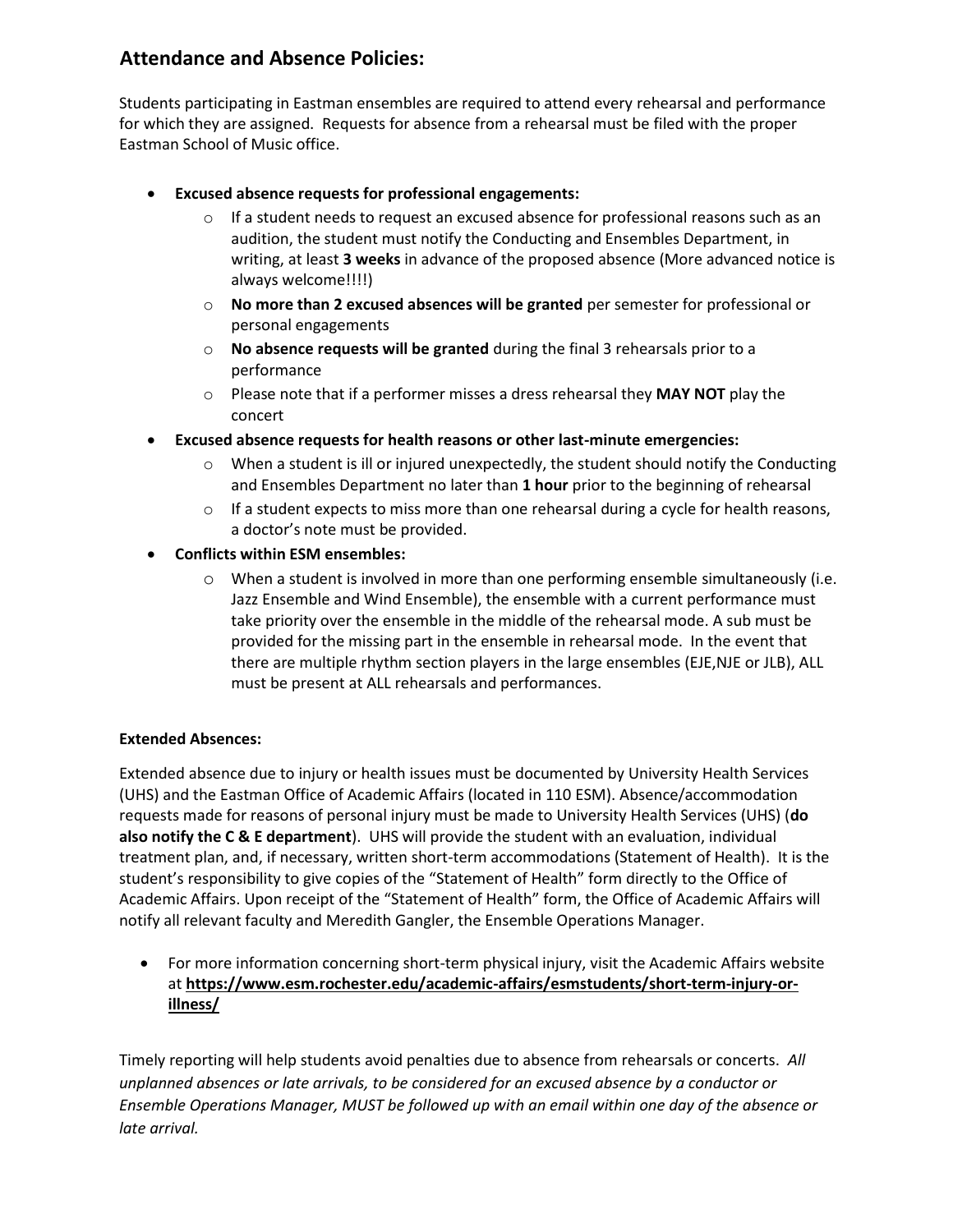## Attendance and Absence Policies:

Students participating in Eastman ensembles are required to attend every rehearsal and performance for which they are assigned. Requests for absence from a rehearsal must be filed with the proper Eastman School of Music office.

- **Excused absence requests for professional engagements:**
  - If a student needs to request an excused absence for professional reasons such as an audition, the student must notify the Conducting and Ensembles Department, in writing, at least **3 weeks** in advance of the proposed absence (More advanced notice is always welcome!!!!)
  - **No more than 2 excused absences will be granted** per semester for professional or personal engagements
  - **No absence requests will be granted** during the final 3 rehearsals prior to a performance
  - Please note that if a performer misses a dress rehearsal they **MAY NOT** play the concert
- **Excused absence requests for health reasons or other last-minute emergencies:**
  - When a student is ill or injured unexpectedly, the student should notify the Conducting and Ensembles Department no later than **1 hour** prior to the beginning of rehearsal
  - If a student expects to miss more than one rehearsal during a cycle for health reasons, a doctor's note must be provided.
- **Conflicts within ESM ensembles:**
  - When a student is involved in more than one performing ensemble simultaneously (i.e. Jazz Ensemble and Wind Ensemble), the ensemble with a current performance must take priority over the ensemble in the middle of the rehearsal mode. A sub must be provided for the missing part in the ensemble in rehearsal mode. In the event that there are multiple rhythm section players in the large ensembles (EJE,NJE or JLB), ALL must be present at ALL rehearsals and performances.

**Extended Absences:**

Extended absence due to injury or health issues must be documented by University Health Services (UHS) and the Eastman Office of Academic Affairs (located in 110 ESM). Absence/accommodation requests made for reasons of personal injury must be made to University Health Services (UHS) (**do also notify the C & E department**). UHS will provide the student with an evaluation, individual treatment plan, and, if necessary, written short-term accommodations (Statement of Health). It is the student's responsibility to give copies of the "Statement of Health" form directly to the Office of Academic Affairs. Upon receipt of the "Statement of Health" form, the Office of Academic Affairs will notify all relevant faculty and Meredith Gangler, the Ensemble Operations Manager.

- For more information concerning short-term physical injury, visit the Academic Affairs website at **https://www.esm.rochester.edu/academic-affairs/esmstudents/short-term-injury-or-illness/**

Timely reporting will help students avoid penalties due to absence from rehearsals or concerts. *All unplanned absences or late arrivals, to be considered for an excused absence by a conductor or Ensemble Operations Manager, MUST be followed up with an email within one day of the absence or late arrival.*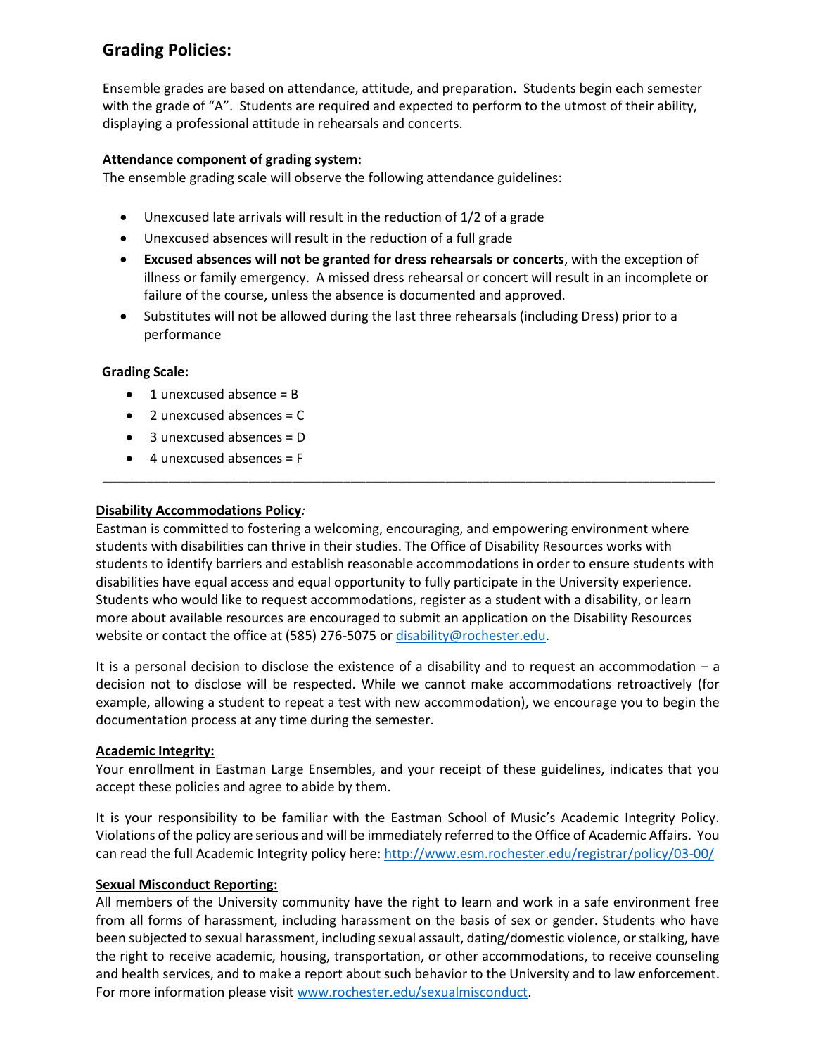## Grading Policies:

Ensemble grades are based on attendance, attitude, and preparation. Students begin each semester with the grade of "A". Students are required and expected to perform to the utmost of their ability, displaying a professional attitude in rehearsals and concerts.

**Attendance component of grading system:**
The ensemble grading scale will observe the following attendance guidelines:

- Unexcused late arrivals will result in the reduction of 1/2 of a grade
- Unexcused absences will result in the reduction of a full grade
- **Excused absences will not be granted for dress rehearsals or concerts**, with the exception of illness or family emergency. A missed dress rehearsal or concert will result in an incomplete or failure of the course, unless the absence is documented and approved.
- Substitutes will not be allowed during the last three rehearsals (including Dress) prior to a performance

**Grading Scale:**

- 1 unexcused absence = B
- 2 unexcused absences = C
- 3 unexcused absences = D
- 4 unexcused absences = F

---

**Disability Accommodations Policy***:*
Eastman is committed to fostering a welcoming, encouraging, and empowering environment where students with disabilities can thrive in their studies. The Office of Disability Resources works with students to identify barriers and establish reasonable accommodations in order to ensure students with disabilities have equal access and equal opportunity to fully participate in the University experience. Students who would like to request accommodations, register as a student with a disability, or learn more about available resources are encouraged to submit an application on the Disability Resources website or contact the office at (585) 276-5075 or disability@rochester.edu.

It is a personal decision to disclose the existence of a disability and to request an accommodation – a decision not to disclose will be respected. While we cannot make accommodations retroactively (for example, allowing a student to repeat a test with new accommodation), we encourage you to begin the documentation process at any time during the semester.

**Academic Integrity:**
Your enrollment in Eastman Large Ensembles, and your receipt of these guidelines, indicates that you accept these policies and agree to abide by them.

It is your responsibility to be familiar with the Eastman School of Music's Academic Integrity Policy. Violations of the policy are serious and will be immediately referred to the Office of Academic Affairs. You can read the full Academic Integrity policy here: http://www.esm.rochester.edu/registrar/policy/03-00/

**Sexual Misconduct Reporting:**
All members of the University community have the right to learn and work in a safe environment free from all forms of harassment, including harassment on the basis of sex or gender. Students who have been subjected to sexual harassment, including sexual assault, dating/domestic violence, or stalking, have the right to receive academic, housing, transportation, or other accommodations, to receive counseling and health services, and to make a report about such behavior to the University and to law enforcement. For more information please visit www.rochester.edu/sexualmisconduct.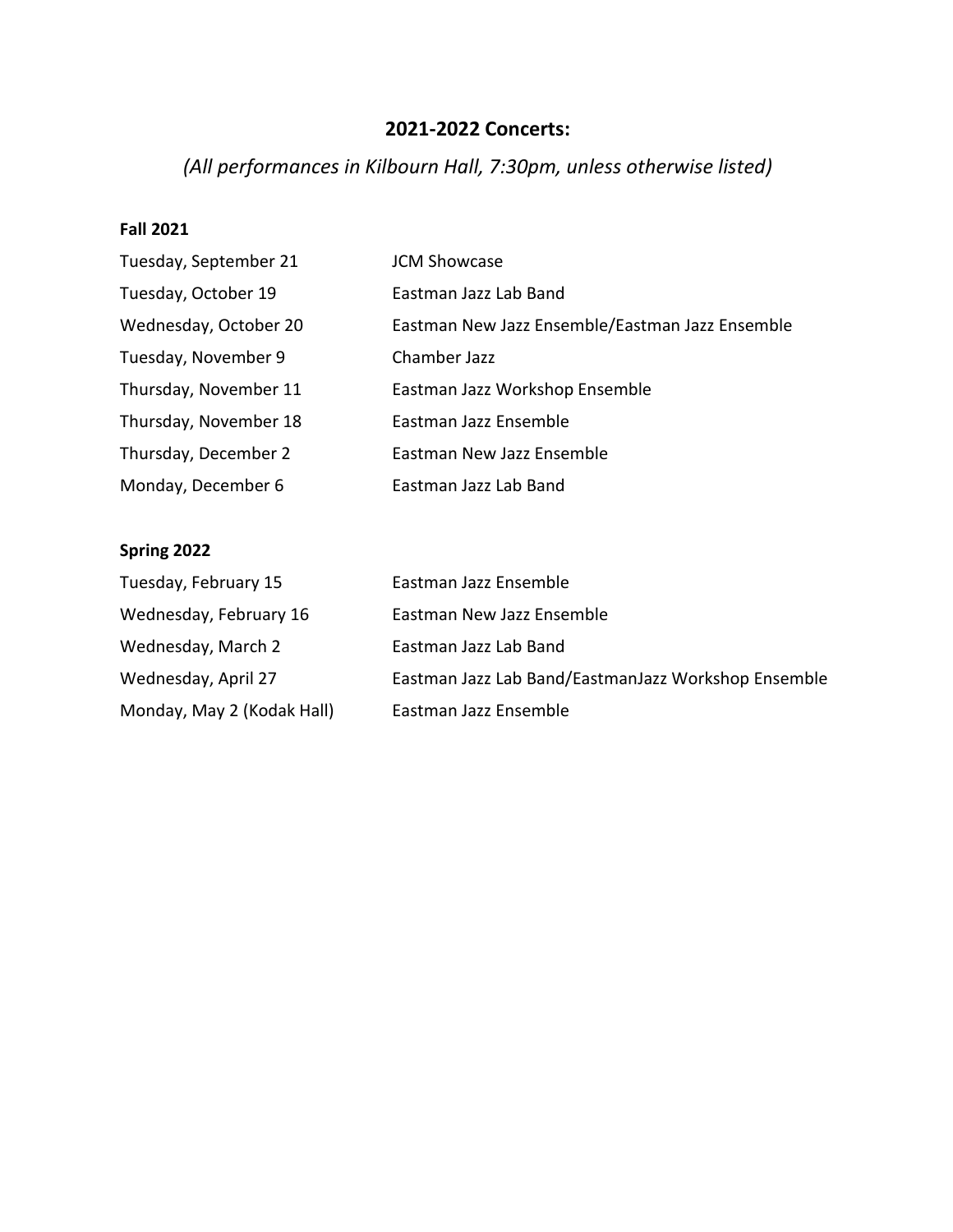## 2021-2022 Concerts:

*(All performances in Kilbourn Hall, 7:30pm, unless otherwise listed)*

**Fall 2021**

| | |
|---|---|
| Tuesday, September 21 | JCM Showcase |
| Tuesday, October 19 | Eastman Jazz Lab Band |
| Wednesday, October 20 | Eastman New Jazz Ensemble/Eastman Jazz Ensemble |
| Tuesday, November 9 | Chamber Jazz |
| Thursday, November 11 | Eastman Jazz Workshop Ensemble |
| Thursday, November 18 | Eastman Jazz Ensemble |
| Thursday, December 2 | Eastman New Jazz Ensemble |
| Monday, December 6 | Eastman Jazz Lab Band |

**Spring 2022**

| | |
|---|---|
| Tuesday, February 15 | Eastman Jazz Ensemble |
| Wednesday, February 16 | Eastman New Jazz Ensemble |
| Wednesday, March 2 | Eastman Jazz Lab Band |
| Wednesday, April 27 | Eastman Jazz Lab Band/EastmanJazz Workshop Ensemble |
| Monday, May 2 (Kodak Hall) | Eastman Jazz Ensemble |